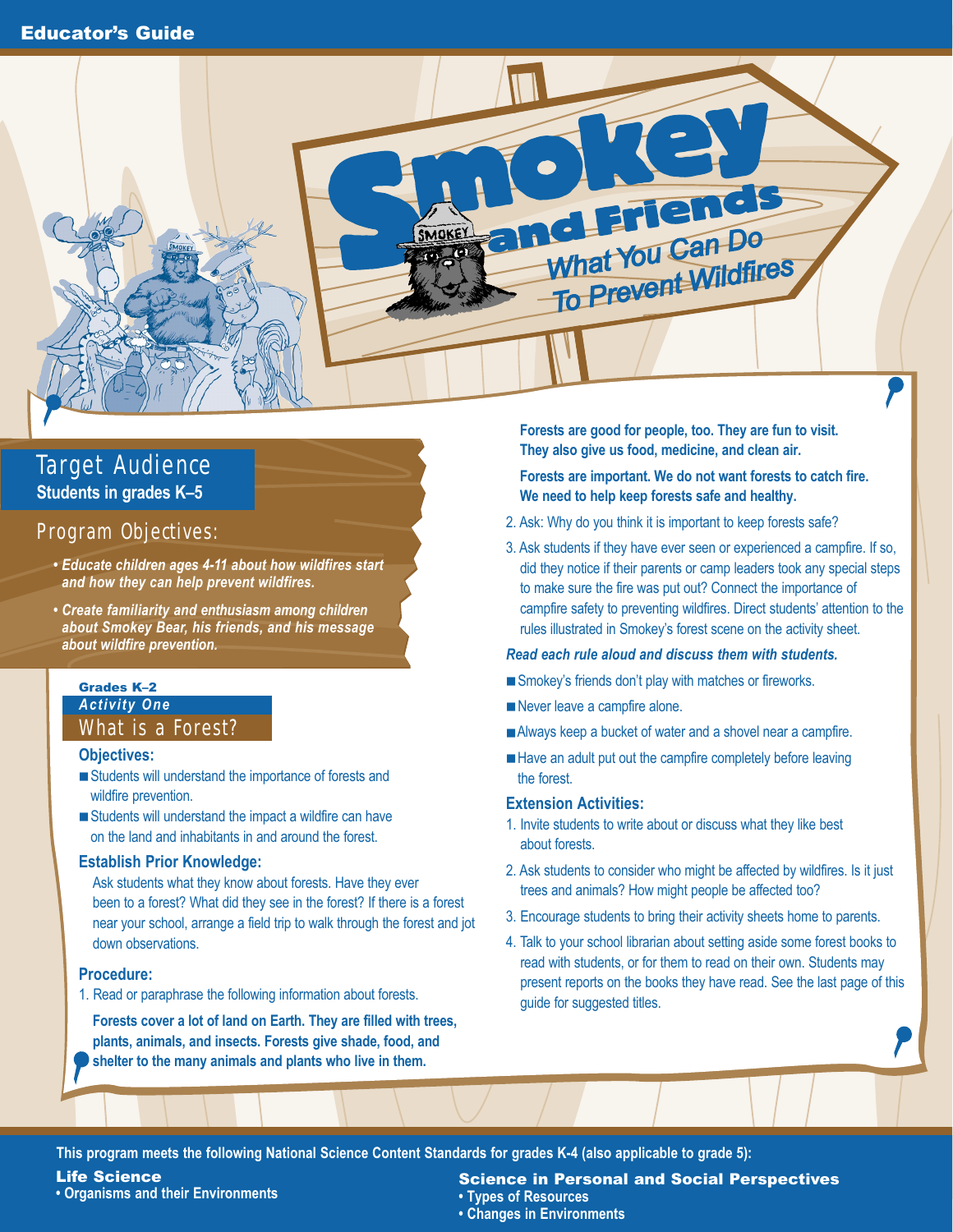Educator's Guide

# Smokey and Friends

## What You Can Do To Prevent Wildfires

## Target Audience

**Students in grades K–5**

## Program Objectives:

- ***Educate children ages 4-11 about how wildfires start and how they can help prevent wildfires.***
- ***Create familiarity and enthusiasm among children about Smokey Bear, his friends, and his message about wildfire prevention.***

**Grades K–2**

***Activity One***

### What is a Forest?

**Objectives:**

- Students will understand the importance of forests and wildfire prevention.
- Students will understand the impact a wildfire can have on the land and inhabitants in and around the forest.

**Establish Prior Knowledge:**

Ask students what they know about forests. Have they ever been to a forest? What did they see in the forest? If there is a forest near your school, arrange a field trip to walk through the forest and jot down observations.

**Procedure:**

1. Read or paraphrase the following information about forests.

   **Forests cover a lot of land on Earth. They are filled with trees, plants, animals, and insects. Forests give shade, food, and shelter to the many animals and plants who live in them.**

   **Forests are good for people, too. They are fun to visit. They also give us food, medicine, and clean air.**

   **Forests are important. We do not want forests to catch fire. We need to help keep forests safe and healthy.**

2. Ask: Why do you think it is important to keep forests safe?
3. Ask students if they have ever seen or experienced a campfire. If so, did they notice if their parents or camp leaders took any special steps to make sure the fire was put out? Connect the importance of campfire safety to preventing wildfires. Direct students' attention to the rules illustrated in Smokey's forest scene on the activity sheet.

***Read each rule aloud and discuss them with students.***

- Smokey's friends don't play with matches or fireworks.
- Never leave a campfire alone.
- Always keep a bucket of water and a shovel near a campfire.
- Have an adult put out the campfire completely before leaving the forest.

**Extension Activities:**

1. Invite students to write about or discuss what they like best about forests.
2. Ask students to consider who might be affected by wildfires. Is it just trees and animals? How might people be affected too?
3. Encourage students to bring their activity sheets home to parents.
4. Talk to your school librarian about setting aside some forest books to read with students, or for them to read on their own. Students may present reports on the books they have read. See the last page of this guide for suggested titles.

**This program meets the following National Science Content Standards for grades K-4 (also applicable to grade 5):**

**Life Science**
- **Organisms and their Environments**

**Science in Personal and Social Perspectives**
- **Types of Resources**
- **Changes in Environments**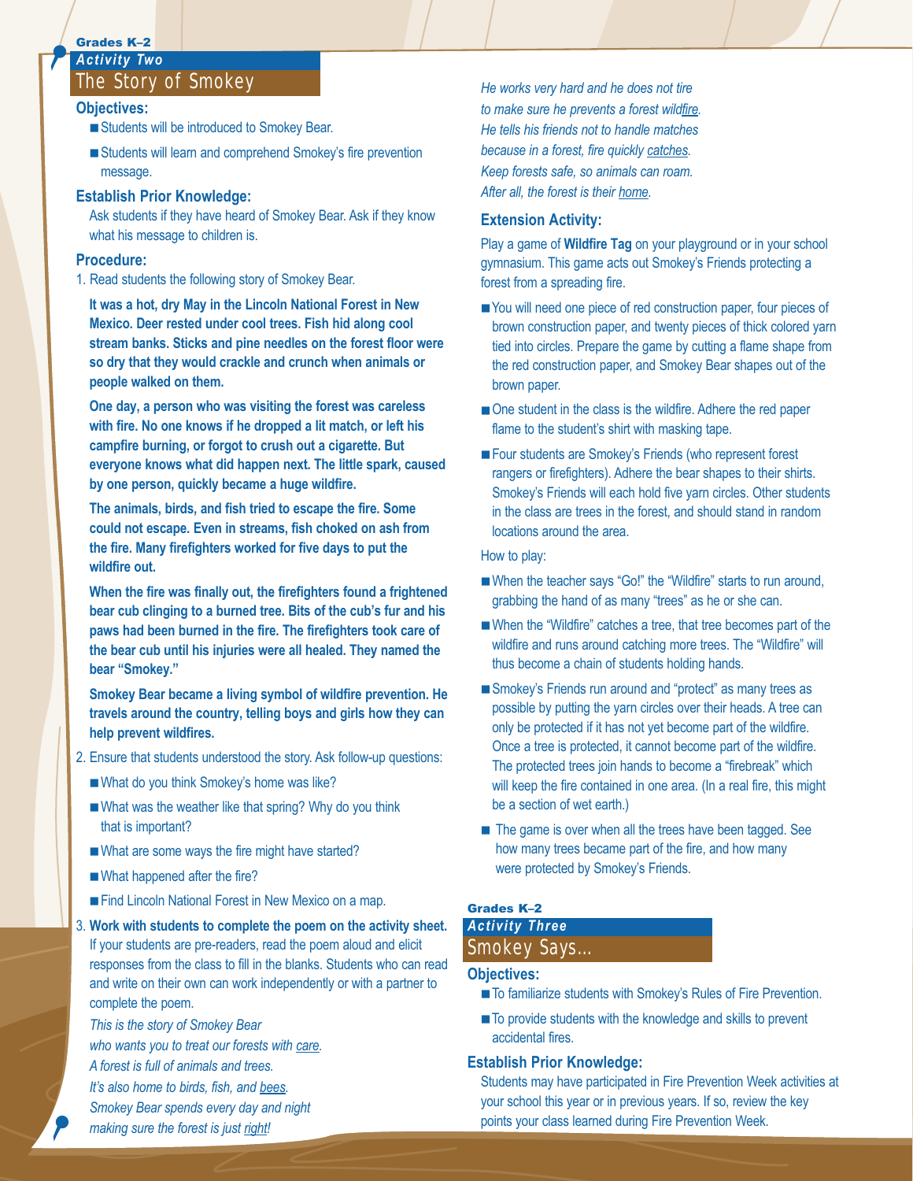Grades K–2

*Activity Two*

# The Story of Smokey

### Objectives:

- Students will be introduced to Smokey Bear.
- Students will learn and comprehend Smokey's fire prevention message.

### Establish Prior Knowledge:

Ask students if they have heard of Smokey Bear. Ask if they know what his message to children is.

### Procedure:

1. Read students the following story of Smokey Bear.

   **It was a hot, dry May in the Lincoln National Forest in New Mexico. Deer rested under cool trees. Fish hid along cool stream banks. Sticks and pine needles on the forest floor were so dry that they would crackle and crunch when animals or people walked on them.**

   **One day, a person who was visiting the forest was careless with fire. No one knows if he dropped a lit match, or left his campfire burning, or forgot to crush out a cigarette. But everyone knows what did happen next. The little spark, caused by one person, quickly became a huge wildfire.**

   **The animals, birds, and fish tried to escape the fire. Some could not escape. Even in streams, fish choked on ash from the fire. Many firefighters worked for five days to put the wildfire out.**

   **When the fire was finally out, the firefighters found a frightened bear cub clinging to a burned tree. Bits of the cub's fur and his paws had been burned in the fire. The firefighters took care of the bear cub until his injuries were all healed. They named the bear "Smokey."**

   **Smokey Bear became a living symbol of wildfire prevention. He travels around the country, telling boys and girls how they can help prevent wildfires.**

2. Ensure that students understood the story. Ask follow-up questions:
   - What do you think Smokey's home was like?
   - What was the weather like that spring? Why do you think that is important?
   - What are some ways the fire might have started?
   - What happened after the fire?
   - Find Lincoln National Forest in New Mexico on a map.

3. **Work with students to complete the poem on the activity sheet.** If your students are pre-readers, read the poem aloud and elicit responses from the class to fill in the blanks. Students who can read and write on their own can work independently or with a partner to complete the poem.

   *This is the story of Smokey Bear*
   *who wants you to treat our forests with care.*
   *A forest is full of animals and trees.*
   *It's also home to birds, fish, and bees.*
   *Smokey Bear spends every day and night*
   *making sure the forest is just right!*
   *He works very hard and he does not tire*
   *to make sure he prevents a forest wildfire.*
   *He tells his friends not to handle matches*
   *because in a forest, fire quickly catches.*
   *Keep forests safe, so animals can roam.*
   *After all, the forest is their home.*

### Extension Activity:

Play a game of **Wildfire Tag** on your playground or in your school gymnasium. This game acts out Smokey's Friends protecting a forest from a spreading fire.

- You will need one piece of red construction paper, four pieces of brown construction paper, and twenty pieces of thick colored yarn tied into circles. Prepare the game by cutting a flame shape from the red construction paper, and Smokey Bear shapes out of the brown paper.
- One student in the class is the wildfire. Adhere the red paper flame to the student's shirt with masking tape.
- Four students are Smokey's Friends (who represent forest rangers or firefighters). Adhere the bear shapes to their shirts. Smokey's Friends will each hold five yarn circles. Other students in the class are trees in the forest, and should stand in random locations around the area.

How to play:

- When the teacher says "Go!" the "Wildfire" starts to run around, grabbing the hand of as many "trees" as he or she can.
- When the "Wildfire" catches a tree, that tree becomes part of the wildfire and runs around catching more trees. The "Wildfire" will thus become a chain of students holding hands.
- Smokey's Friends run around and "protect" as many trees as possible by putting the yarn circles over their heads. A tree can only be protected if it has not yet become part of the wildfire. Once a tree is protected, it cannot become part of the wildfire. The protected trees join hands to become a "firebreak" which will keep the fire contained in one area. (In a real fire, this might be a section of wet earth.)
- The game is over when all the trees have been tagged. See how many trees became part of the fire, and how many were protected by Smokey's Friends.

Grades K–2

*Activity Three*

# Smokey Says...

### Objectives:

- To familiarize students with Smokey's Rules of Fire Prevention.
- To provide students with the knowledge and skills to prevent accidental fires.

### Establish Prior Knowledge:

Students may have participated in Fire Prevention Week activities at your school this year or in previous years. If so, review the key points your class learned during Fire Prevention Week.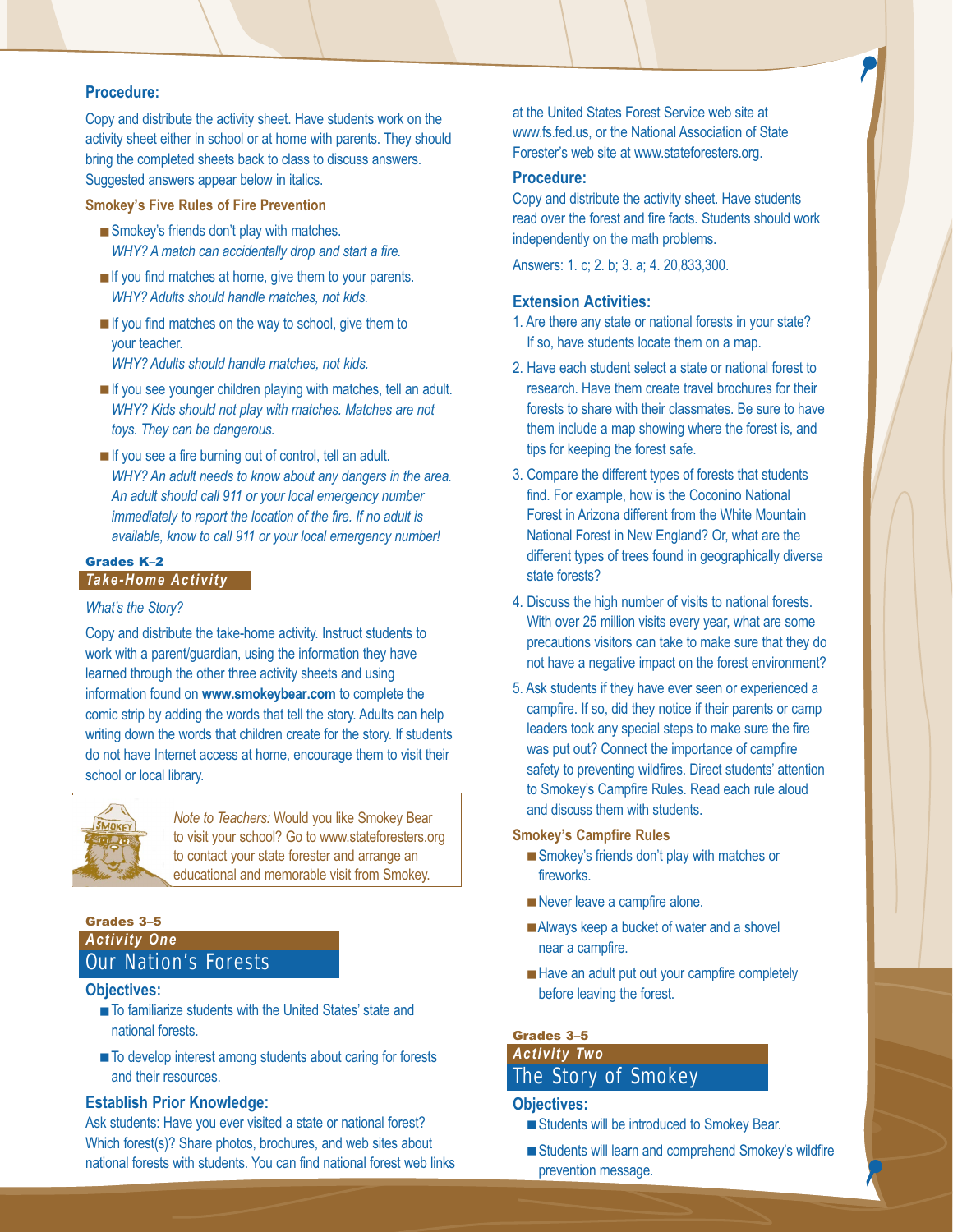**Procedure:**

Copy and distribute the activity sheet. Have students work on the activity sheet either in school or at home with parents. They should bring the completed sheets back to class to discuss answers. Suggested answers appear below in italics.

**Smokey's Five Rules of Fire Prevention**

- Smokey's friends don't play with matches.
  *WHY? A match can accidentally drop and start a fire.*
- If you find matches at home, give them to your parents.
  *WHY? Adults should handle matches, not kids.*
- If you find matches on the way to school, give them to your teacher.
  *WHY? Adults should handle matches, not kids.*
- If you see younger children playing with matches, tell an adult.
  *WHY? Kids should not play with matches. Matches are not toys. They can be dangerous.*
- If you see a fire burning out of control, tell an adult.
  *WHY? An adult needs to know about any dangers in the area. An adult should call 911 or your local emergency number immediately to report the location of the fire. If no adult is available, know to call 911 or your local emergency number!*

**Grades K–2**

***Take-Home Activity***

*What's the Story?*

Copy and distribute the take-home activity. Instruct students to work with a parent/guardian, using the information they have learned through the other three activity sheets and using information found on **www.smokeybear.com** to complete the comic strip by adding the words that tell the story. Adults can help writing down the words that children create for the story. If students do not have Internet access at home, encourage them to visit their school or local library.

*Note to Teachers:* Would you like Smokey Bear to visit your school? Go to www.stateforesters.org to contact your state forester and arrange an educational and memorable visit from Smokey.

**Grades 3–5**

***Activity One***

## Our Nation's Forests

### Objectives:

- To familiarize students with the United States' state and national forests.
- To develop interest among students about caring for forests and their resources.

### Establish Prior Knowledge:

Ask students: Have you ever visited a state or national forest? Which forest(s)? Share photos, brochures, and web sites about national forests with students. You can find national forest web links at the United States Forest Service web site at www.fs.fed.us, or the National Association of State Forester's web site at www.stateforesters.org.

### Procedure:

Copy and distribute the activity sheet. Have students read over the forest and fire facts. Students should work independently on the math problems.

Answers: 1. c; 2. b; 3. a; 4. 20,833,300.

### Extension Activities:

1. Are there any state or national forests in your state? If so, have students locate them on a map.
2. Have each student select a state or national forest to research. Have them create travel brochures for their forests to share with their classmates. Be sure to have them include a map showing where the forest is, and tips for keeping the forest safe.
3. Compare the different types of forests that students find. For example, how is the Coconino National Forest in Arizona different from the White Mountain National Forest in New England? Or, what are the different types of trees found in geographically diverse state forests?
4. Discuss the high number of visits to national forests. With over 25 million visits every year, what are some precautions visitors can take to make sure that they do not have a negative impact on the forest environment?
5. Ask students if they have ever seen or experienced a campfire. If so, did they notice if their parents or camp leaders took any special steps to make sure the fire was put out? Connect the importance of campfire safety to preventing wildfires. Direct students' attention to Smokey's Campfire Rules. Read each rule aloud and discuss them with students.

**Smokey's Campfire Rules**

- Smokey's friends don't play with matches or fireworks.
- Never leave a campfire alone.
- Always keep a bucket of water and a shovel near a campfire.
- Have an adult put out your campfire completely before leaving the forest.

**Grades 3–5**

***Activity Two***

## The Story of Smokey

### Objectives:

- Students will be introduced to Smokey Bear.
- Students will learn and comprehend Smokey's wildfire prevention message.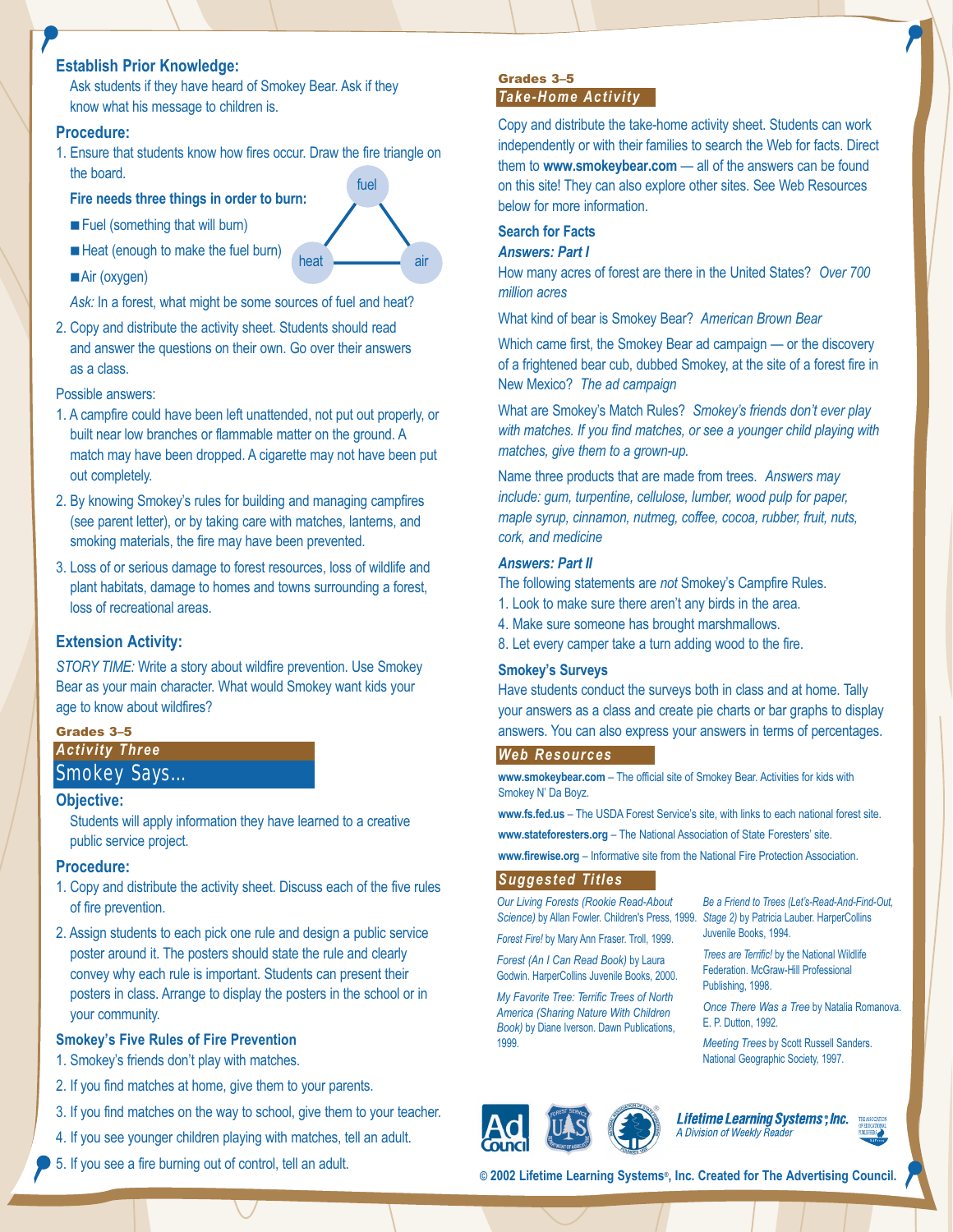## Establish Prior Knowledge:

Ask students if they have heard of Smokey Bear. Ask if they know what his message to children is.

## Procedure:

1. Ensure that students know how fires occur. Draw the fire triangle on the board.

   **Fire needs three things in order to burn:**

   - Fuel (something that will burn)
   - Heat (enough to make the fuel burn)
   - Air (oxygen)

fuel

heat

air

   *Ask:* In a forest, what might be some sources of fuel and heat?

2. Copy and distribute the activity sheet. Students should read and answer the questions on their own. Go over their answers as a class.

Possible answers:

1. A campfire could have been left unattended, not put out properly, or built near low branches or flammable matter on the ground. A match may have been dropped. A cigarette may not have been put out completely.
2. By knowing Smokey's rules for building and managing campfires (see parent letter), or by taking care with matches, lanterns, and smoking materials, the fire may have been prevented.
3. Loss of or serious damage to forest resources, loss of wildlife and plant habitats, damage to homes and towns surrounding a forest, loss of recreational areas.

## Extension Activity:

*STORY TIME:* Write a story about wildfire prevention. Use Smokey Bear as your main character. What would Smokey want kids your age to know about wildfires?

**Grades 3–5**

## *Activity Three*

# Smokey Says...

## Objective:

Students will apply information they have learned to a creative public service project.

## Procedure:

1. Copy and distribute the activity sheet. Discuss each of the five rules of fire prevention.
2. Assign students to each pick one rule and design a public service poster around it. The posters should state the rule and clearly convey why each rule is important. Students can present their posters in class. Arrange to display the posters in the school or in your community.

### Smokey's Five Rules of Fire Prevention

1. Smokey's friends don't play with matches.
2. If you find matches at home, give them to your parents.
3. If you find matches on the way to school, give them to your teacher.
4. If you see younger children playing with matches, tell an adult.
5. If you see a fire burning out of control, tell an adult.

**Grades 3–5**

## *Take-Home Activity*

Copy and distribute the take-home activity sheet. Students can work independently or with their families to search the Web for facts. Direct them to **www.smokeybear.com** — all of the answers can be found on this site! They can also explore other sites. See Web Resources below for more information.

### Search for Facts

#### *Answers: Part I*

How many acres of forest are there in the United States? *Over 700 million acres*

What kind of bear is Smokey Bear? *American Brown Bear*

Which came first, the Smokey Bear ad campaign — or the discovery of a frightened bear cub, dubbed Smokey, at the site of a forest fire in New Mexico? *The ad campaign*

What are Smokey's Match Rules? *Smokey's friends don't ever play with matches. If you find matches, or see a younger child playing with matches, give them to a grown-up.*

Name three products that are made from trees. *Answers may include: gum, turpentine, cellulose, lumber, wood pulp for paper, maple syrup, cinnamon, nutmeg, coffee, cocoa, rubber, fruit, nuts, cork, and medicine*

#### *Answers: Part II*

The following statements are *not* Smokey's Campfire Rules.

1. Look to make sure there aren't any birds in the area.

4. Make sure someone has brought marshmallows.

8. Let every camper take a turn adding wood to the fire.

### Smokey's Surveys

Have students conduct the surveys both in class and at home. Tally your answers as a class and create pie charts or bar graphs to display answers. You can also express your answers in terms of percentages.

## *Web Resources*

**www.smokeybear.com** – The official site of Smokey Bear. Activities for kids with Smokey N' Da Boyz.

**www.fs.fed.us** – The USDA Forest Service's site, with links to each national forest site.

**www.stateforesters.org** – The National Association of State Foresters' site.

**www.firewise.org** – Informative site from the National Fire Protection Association.

## *Suggested Titles*

*Our Living Forests (Rookie Read-About Science)* by Allan Fowler. Children's Press, 1999.

*Forest Fire!* by Mary Ann Fraser. Troll, 1999.

*Forest (An I Can Read Book)* by Laura Godwin. HarperCollins Juvenile Books, 2000.

*My Favorite Tree: Terrific Trees of North America (Sharing Nature With Children Book)* by Diane Iverson. Dawn Publications, 1999.

*Be a Friend to Trees (Let's-Read-And-Find-Out, Stage 2)* by Patricia Lauber. HarperCollins Juvenile Books, 1994.

*Trees are Terrific!* by the National Wildlife Federation. McGraw-Hill Professional Publishing, 1998.

*Once There Was a Tree* by Natalia Romanova. E. P. Dutton, 1992.

*Meeting Trees* by Scott Russell Sanders. National Geographic Society, 1997.

*Lifetime Learning Systems®, Inc.*
*A Division of Weekly Reader*

**© 2002 Lifetime Learning Systems®, Inc. Created for The Advertising Council.**